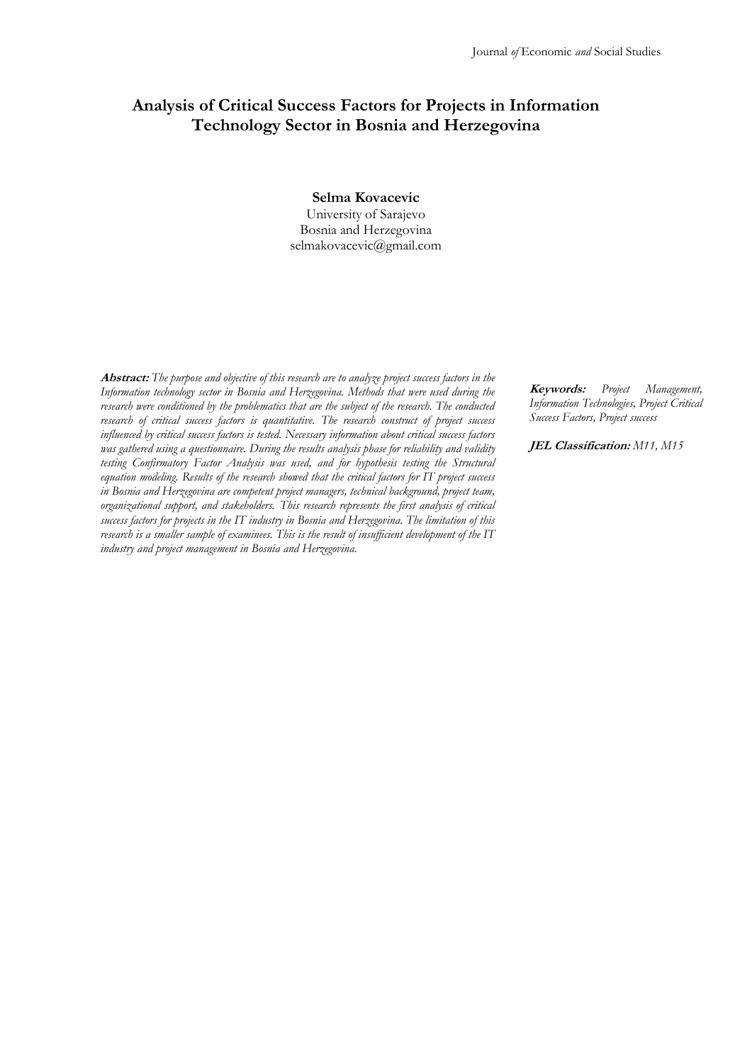# Analysis of Critical Success Factors for Projects in Information Technology Sector in Bosnia and Herzegovina

**Selma Kovacevic**
University of Sarajevo
Bosnia and Herzegovina
selmakovacevic@gmail.com

**Abstract:** *The purpose and objective of this research are to analyze project success factors in the Information technology sector in Bosnia and Herzegovina. Methods that were used during the research were conditioned by the problematics that are the subject of the research. The conducted research of critical success factors is quantitative. The research construct of project success influenced by critical success factors is tested. Necessary information about critical success factors was gathered using a questionnaire. During the results analysis phase for reliability and validity testing Confirmatory Factor Analysis was used, and for hypothesis testing the Structural equation modeling. Results of the research showed that the critical factors for IT project success in Bosnia and Herzegovina are competent project managers, technical background, project team, organizational support, and stakeholders. This research represents the first analysis of critical success factors for projects in the IT industry in Bosnia and Herzegovina. The limitation of this research is a smaller sample of examinees. This is the result of insufficient development of the IT industry and project management in Bosnia and Herzegovina.*

**Keywords:** *Project Management, Information Technologies, Project Critical Success Factors, Project success*

**JEL Classification:** *M11, M15*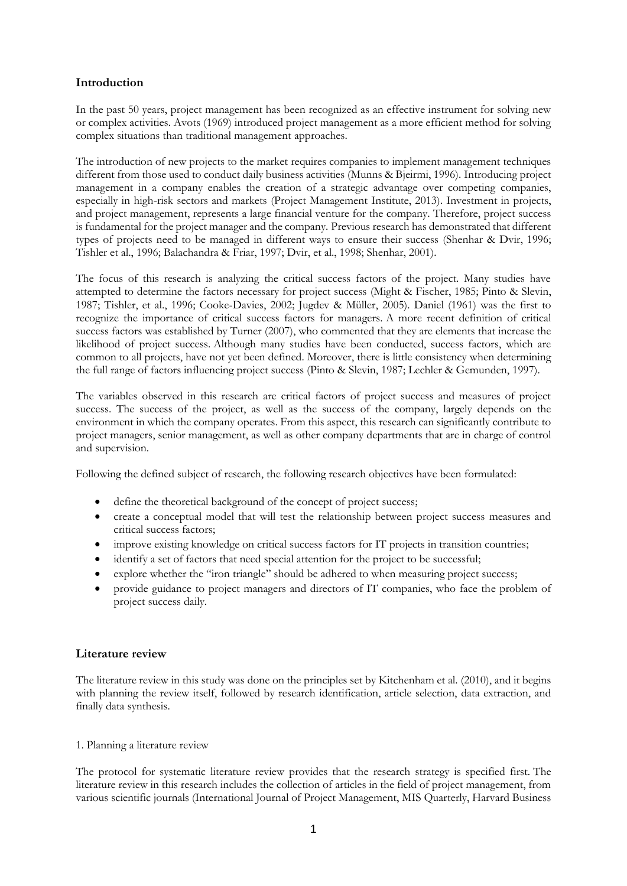## Introduction

In the past 50 years, project management has been recognized as an effective instrument for solving new or complex activities. Avots (1969) introduced project management as a more efficient method for solving complex situations than traditional management approaches.

The introduction of new projects to the market requires companies to implement management techniques different from those used to conduct daily business activities (Munns & Bjeirmi, 1996). Introducing project management in a company enables the creation of a strategic advantage over competing companies, especially in high-risk sectors and markets (Project Management Institute, 2013). Investment in projects, and project management, represents a large financial venture for the company. Therefore, project success is fundamental for the project manager and the company. Previous research has demonstrated that different types of projects need to be managed in different ways to ensure their success (Shenhar & Dvir, 1996; Tishler et al., 1996; Balachandra & Friar, 1997; Dvir, et al., 1998; Shenhar, 2001).

The focus of this research is analyzing the critical success factors of the project. Many studies have attempted to determine the factors necessary for project success (Might & Fischer, 1985; Pinto & Slevin, 1987; Tishler, et al., 1996; Cooke-Davies, 2002; Jugdev & Müller, 2005). Daniel (1961) was the first to recognize the importance of critical success factors for managers. A more recent definition of critical success factors was established by Turner (2007), who commented that they are elements that increase the likelihood of project success. Although many studies have been conducted, success factors, which are common to all projects, have not yet been defined. Moreover, there is little consistency when determining the full range of factors influencing project success (Pinto & Slevin, 1987; Lechler & Gemunden, 1997).

The variables observed in this research are critical factors of project success and measures of project success. The success of the project, as well as the success of the company, largely depends on the environment in which the company operates. From this aspect, this research can significantly contribute to project managers, senior management, as well as other company departments that are in charge of control and supervision.

Following the defined subject of research, the following research objectives have been formulated:

- define the theoretical background of the concept of project success;
- create a conceptual model that will test the relationship between project success measures and critical success factors;
- improve existing knowledge on critical success factors for IT projects in transition countries;
- identify a set of factors that need special attention for the project to be successful;
- explore whether the "iron triangle" should be adhered to when measuring project success;
- provide guidance to project managers and directors of IT companies, who face the problem of project success daily.

## Literature review

The literature review in this study was done on the principles set by Kitchenham et al. (2010), and it begins with planning the review itself, followed by research identification, article selection, data extraction, and finally data synthesis.

1. Planning a literature review

The protocol for systematic literature review provides that the research strategy is specified first. The literature review in this research includes the collection of articles in the field of project management, from various scientific journals (International Journal of Project Management, MIS Quarterly, Harvard Business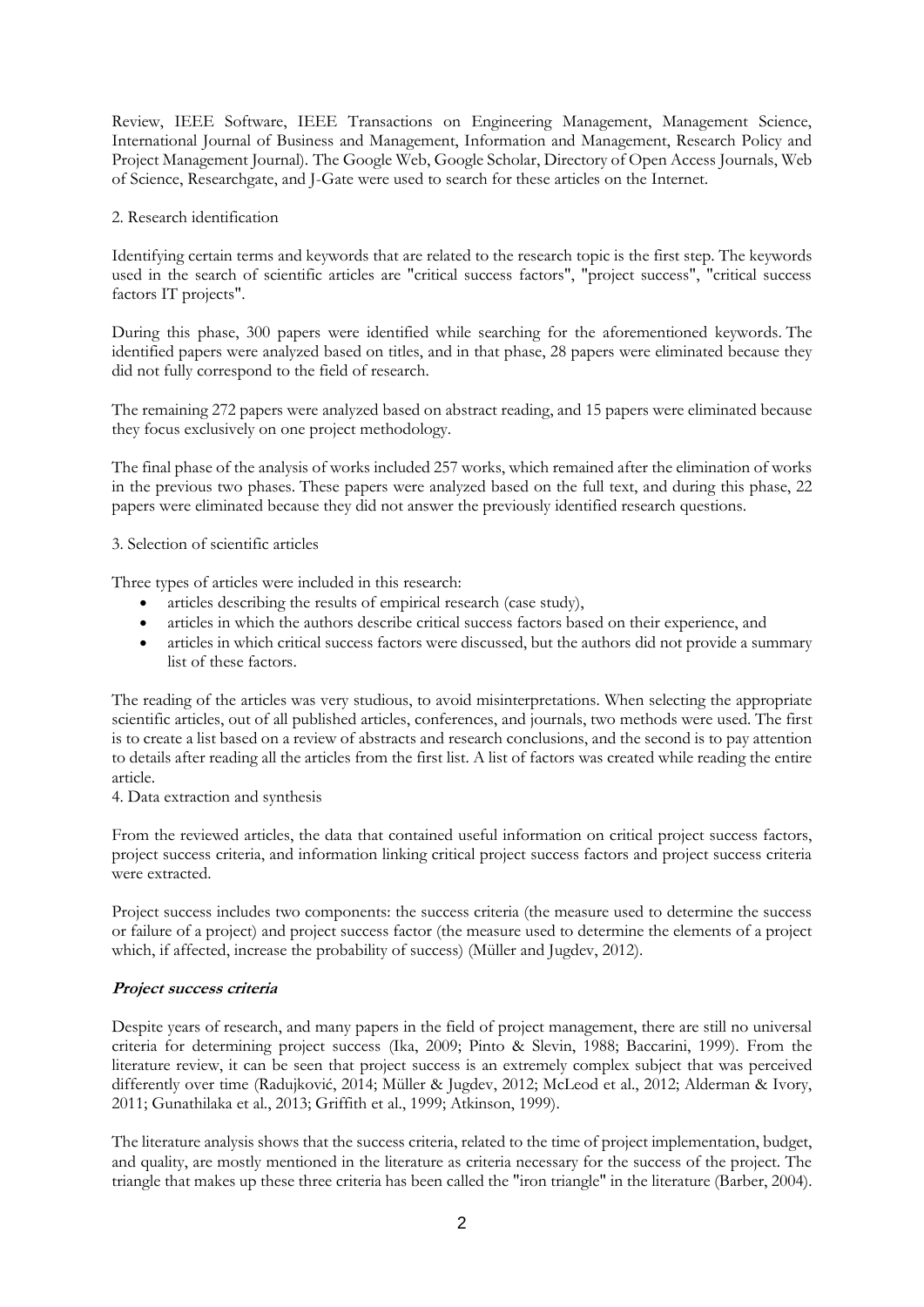Review, IEEE Software, IEEE Transactions on Engineering Management, Management Science, International Journal of Business and Management, Information and Management, Research Policy and Project Management Journal). The Google Web, Google Scholar, Directory of Open Access Journals, Web of Science, Researchgate, and J-Gate were used to search for these articles on the Internet.

2. Research identification

Identifying certain terms and keywords that are related to the research topic is the first step. The keywords used in the search of scientific articles are "critical success factors", "project success", "critical success factors IT projects".

During this phase, 300 papers were identified while searching for the aforementioned keywords. The identified papers were analyzed based on titles, and in that phase, 28 papers were eliminated because they did not fully correspond to the field of research.

The remaining 272 papers were analyzed based on abstract reading, and 15 papers were eliminated because they focus exclusively on one project methodology.

The final phase of the analysis of works included 257 works, which remained after the elimination of works in the previous two phases. These papers were analyzed based on the full text, and during this phase, 22 papers were eliminated because they did not answer the previously identified research questions.

3. Selection of scientific articles

Three types of articles were included in this research:

- articles describing the results of empirical research (case study),
- articles in which the authors describe critical success factors based on their experience, and
- articles in which critical success factors were discussed, but the authors did not provide a summary list of these factors.

The reading of the articles was very studious, to avoid misinterpretations. When selecting the appropriate scientific articles, out of all published articles, conferences, and journals, two methods were used. The first is to create a list based on a review of abstracts and research conclusions, and the second is to pay attention to details after reading all the articles from the first list. A list of factors was created while reading the entire article.

4. Data extraction and synthesis

From the reviewed articles, the data that contained useful information on critical project success factors, project success criteria, and information linking critical project success factors and project success criteria were extracted.

Project success includes two components: the success criteria (the measure used to determine the success or failure of a project) and project success factor (the measure used to determine the elements of a project which, if affected, increase the probability of success) (Müller and Jugdev, 2012).

### *Project success criteria*

Despite years of research, and many papers in the field of project management, there are still no universal criteria for determining project success (Ika, 2009; Pinto & Slevin, 1988; Baccarini, 1999). From the literature review, it can be seen that project success is an extremely complex subject that was perceived differently over time (Radujković, 2014; Müller & Jugdev, 2012; McLeod et al., 2012; Alderman & Ivory, 2011; Gunathilaka et al., 2013; Griffith et al., 1999; Atkinson, 1999).

The literature analysis shows that the success criteria, related to the time of project implementation, budget, and quality, are mostly mentioned in the literature as criteria necessary for the success of the project. The triangle that makes up these three criteria has been called the "iron triangle" in the literature (Barber, 2004).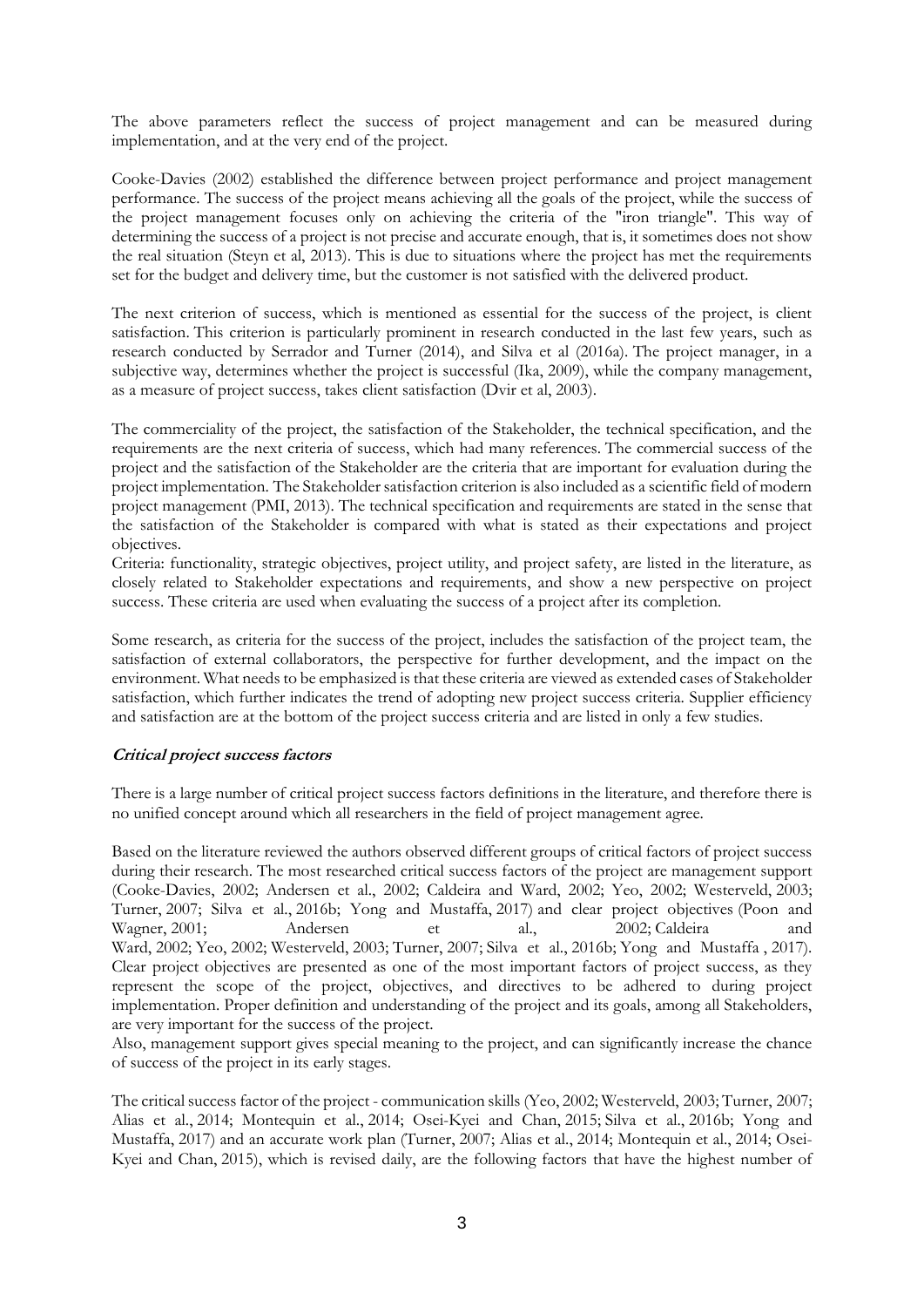The above parameters reflect the success of project management and can be measured during implementation, and at the very end of the project.

Cooke-Davies (2002) established the difference between project performance and project management performance. The success of the project means achieving all the goals of the project, while the success of the project management focuses only on achieving the criteria of the "iron triangle". This way of determining the success of a project is not precise and accurate enough, that is, it sometimes does not show the real situation (Steyn et al, 2013). This is due to situations where the project has met the requirements set for the budget and delivery time, but the customer is not satisfied with the delivered product.

The next criterion of success, which is mentioned as essential for the success of the project, is client satisfaction. This criterion is particularly prominent in research conducted in the last few years, such as research conducted by Serrador and Turner (2014), and Silva et al (2016a). The project manager, in a subjective way, determines whether the project is successful (Ika, 2009), while the company management, as a measure of project success, takes client satisfaction (Dvir et al, 2003).

The commerciality of the project, the satisfaction of the Stakeholder, the technical specification, and the requirements are the next criteria of success, which had many references. The commercial success of the project and the satisfaction of the Stakeholder are the criteria that are important for evaluation during the project implementation. The Stakeholder satisfaction criterion is also included as a scientific field of modern project management (PMI, 2013). The technical specification and requirements are stated in the sense that the satisfaction of the Stakeholder is compared with what is stated as their expectations and project objectives.

Criteria: functionality, strategic objectives, project utility, and project safety, are listed in the literature, as closely related to Stakeholder expectations and requirements, and show a new perspective on project success. These criteria are used when evaluating the success of a project after its completion.

Some research, as criteria for the success of the project, includes the satisfaction of the project team, the satisfaction of external collaborators, the perspective for further development, and the impact on the environment. What needs to be emphasized is that these criteria are viewed as extended cases of Stakeholder satisfaction, which further indicates the trend of adopting new project success criteria. Supplier efficiency and satisfaction are at the bottom of the project success criteria and are listed in only a few studies.

***Critical project success factors***

There is a large number of critical project success factors definitions in the literature, and therefore there is no unified concept around which all researchers in the field of project management agree.

Based on the literature reviewed the authors observed different groups of critical factors of project success during their research. The most researched critical success factors of the project are management support (Cooke-Davies, 2002; Andersen et al., 2002; Caldeira and Ward, 2002; Yeo, 2002; Westerveld, 2003; Turner, 2007; Silva et al., 2016b; Yong and Mustaffa, 2017) and clear project objectives (Poon and Wagner, 2001; Andersen et al., 2002; Caldeira and Ward, 2002; Yeo, 2002; Westerveld, 2003; Turner, 2007; Silva et al., 2016b; Yong and Mustaffa , 2017). Clear project objectives are presented as one of the most important factors of project success, as they represent the scope of the project, objectives, and directives to be adhered to during project implementation. Proper definition and understanding of the project and its goals, among all Stakeholders, are very important for the success of the project.

Also, management support gives special meaning to the project, and can significantly increase the chance of success of the project in its early stages.

The critical success factor of the project - communication skills (Yeo, 2002; Westerveld, 2003; Turner, 2007; Alias et al., 2014; Montequin et al., 2014; Osei-Kyei and Chan, 2015; Silva et al., 2016b; Yong and Mustaffa, 2017) and an accurate work plan (Turner, 2007; Alias et al., 2014; Montequin et al., 2014; Osei-Kyei and Chan, 2015), which is revised daily, are the following factors that have the highest number of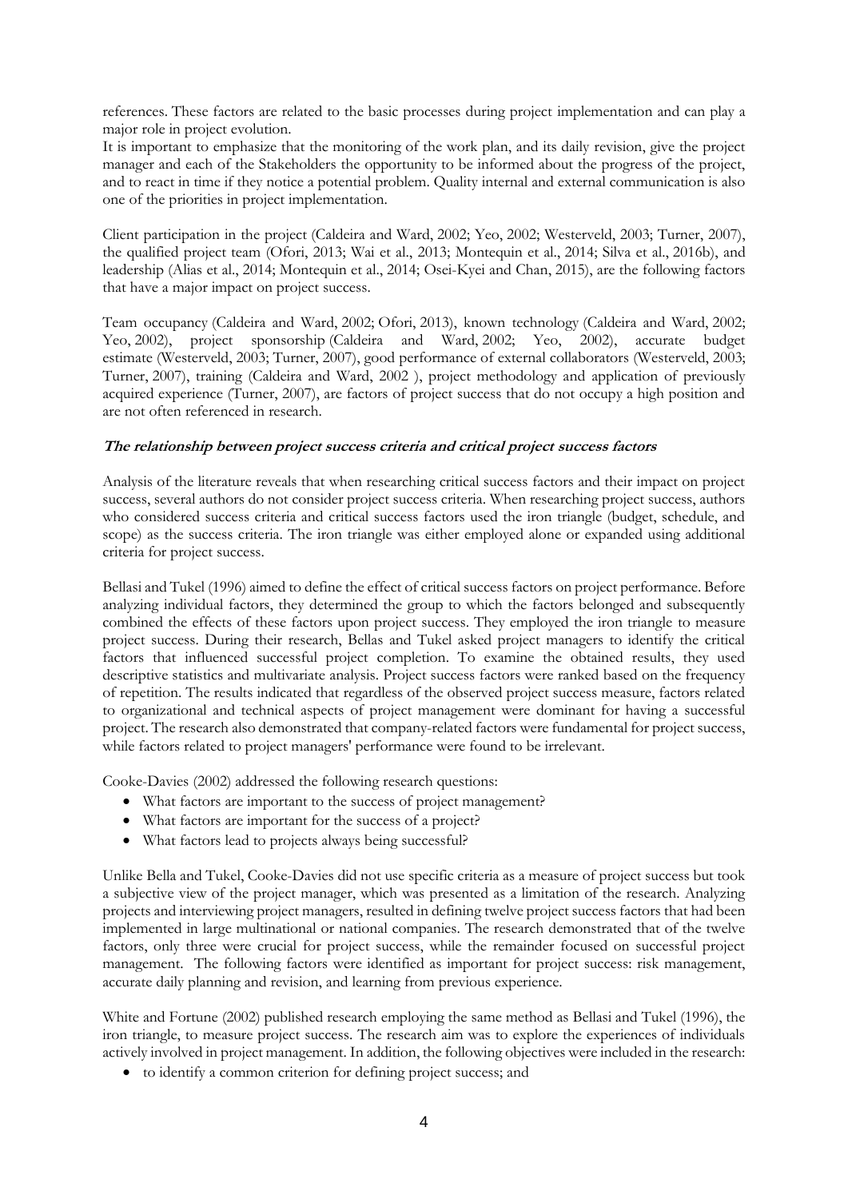references. These factors are related to the basic processes during project implementation and can play a major role in project evolution.

It is important to emphasize that the monitoring of the work plan, and its daily revision, give the project manager and each of the Stakeholders the opportunity to be informed about the progress of the project, and to react in time if they notice a potential problem. Quality internal and external communication is also one of the priorities in project implementation.

Client participation in the project (Caldeira and Ward, 2002; Yeo, 2002; Westerveld, 2003; Turner, 2007), the qualified project team (Ofori, 2013; Wai et al., 2013; Montequin et al., 2014; Silva et al., 2016b), and leadership (Alias et al., 2014; Montequin et al., 2014; Osei-Kyei and Chan, 2015), are the following factors that have a major impact on project success.

Team occupancy (Caldeira and Ward, 2002; Ofori, 2013), known technology (Caldeira and Ward, 2002; Yeo, 2002), project sponsorship (Caldeira and Ward, 2002; Yeo, 2002), accurate budget estimate (Westerveld, 2003; Turner, 2007), good performance of external collaborators (Westerveld, 2003; Turner, 2007), training (Caldeira and Ward, 2002 ), project methodology and application of previously acquired experience (Turner, 2007), are factors of project success that do not occupy a high position and are not often referenced in research.

***The relationship between project success criteria and critical project success factors***

Analysis of the literature reveals that when researching critical success factors and their impact on project success, several authors do not consider project success criteria. When researching project success, authors who considered success criteria and critical success factors used the iron triangle (budget, schedule, and scope) as the success criteria. The iron triangle was either employed alone or expanded using additional criteria for project success.

Bellasi and Tukel (1996) aimed to define the effect of critical success factors on project performance. Before analyzing individual factors, they determined the group to which the factors belonged and subsequently combined the effects of these factors upon project success. They employed the iron triangle to measure project success. During their research, Bellas and Tukel asked project managers to identify the critical factors that influenced successful project completion. To examine the obtained results, they used descriptive statistics and multivariate analysis. Project success factors were ranked based on the frequency of repetition. The results indicated that regardless of the observed project success measure, factors related to organizational and technical aspects of project management were dominant for having a successful project. The research also demonstrated that company-related factors were fundamental for project success, while factors related to project managers' performance were found to be irrelevant.

Cooke-Davies (2002) addressed the following research questions:

- What factors are important to the success of project management?
- What factors are important for the success of a project?
- What factors lead to projects always being successful?

Unlike Bella and Tukel, Cooke-Davies did not use specific criteria as a measure of project success but took a subjective view of the project manager, which was presented as a limitation of the research. Analyzing projects and interviewing project managers, resulted in defining twelve project success factors that had been implemented in large multinational or national companies. The research demonstrated that of the twelve factors, only three were crucial for project success, while the remainder focused on successful project management. The following factors were identified as important for project success: risk management, accurate daily planning and revision, and learning from previous experience.

White and Fortune (2002) published research employing the same method as Bellasi and Tukel (1996), the iron triangle, to measure project success. The research aim was to explore the experiences of individuals actively involved in project management. In addition, the following objectives were included in the research:

- to identify a common criterion for defining project success; and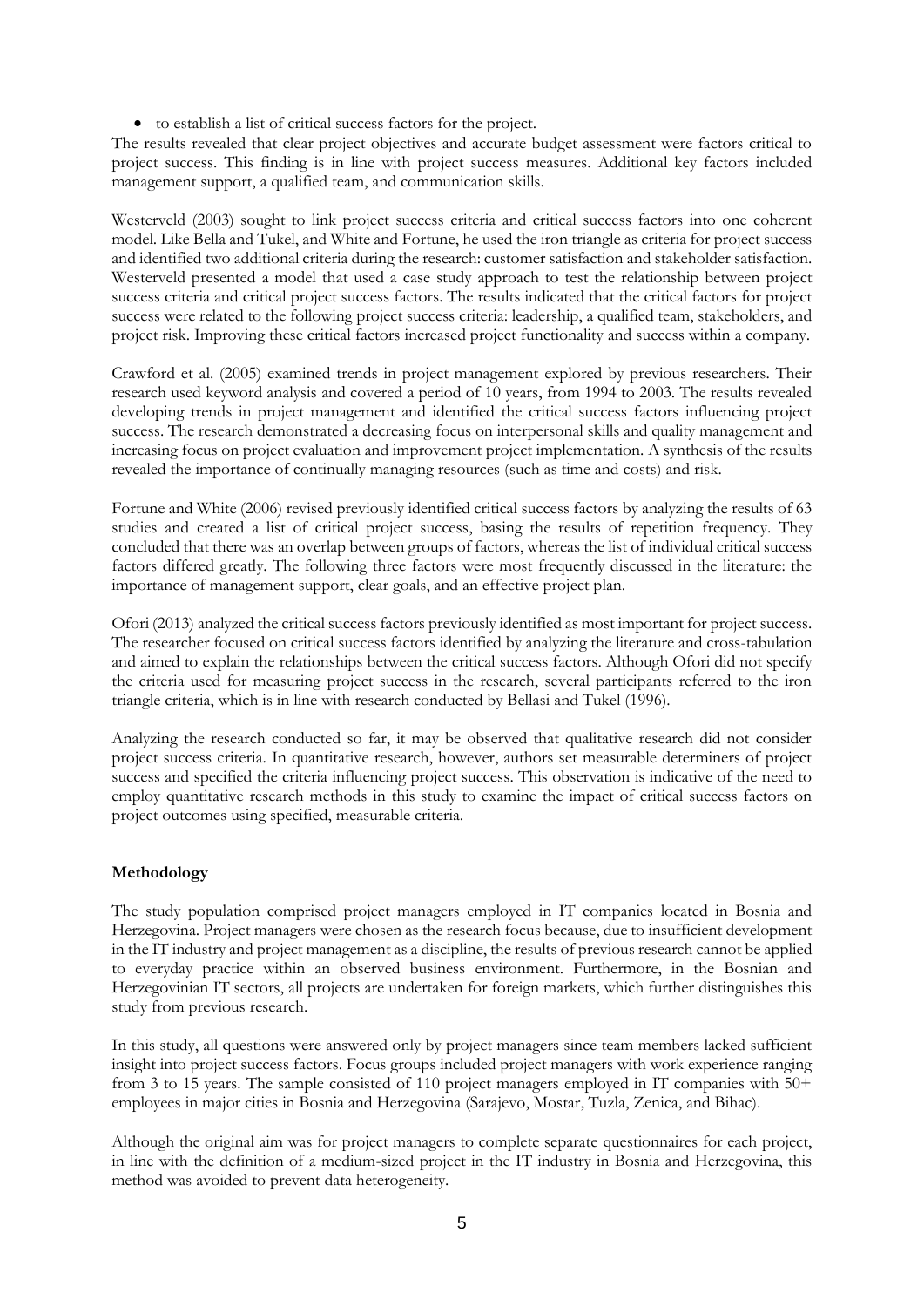- to establish a list of critical success factors for the project.

The results revealed that clear project objectives and accurate budget assessment were factors critical to project success. This finding is in line with project success measures. Additional key factors included management support, a qualified team, and communication skills.

Westerveld (2003) sought to link project success criteria and critical success factors into one coherent model. Like Bella and Tukel, and White and Fortune, he used the iron triangle as criteria for project success and identified two additional criteria during the research: customer satisfaction and stakeholder satisfaction. Westerveld presented a model that used a case study approach to test the relationship between project success criteria and critical project success factors. The results indicated that the critical factors for project success were related to the following project success criteria: leadership, a qualified team, stakeholders, and project risk. Improving these critical factors increased project functionality and success within a company.

Crawford et al. (2005) examined trends in project management explored by previous researchers. Their research used keyword analysis and covered a period of 10 years, from 1994 to 2003. The results revealed developing trends in project management and identified the critical success factors influencing project success. The research demonstrated a decreasing focus on interpersonal skills and quality management and increasing focus on project evaluation and improvement project implementation. A synthesis of the results revealed the importance of continually managing resources (such as time and costs) and risk.

Fortune and White (2006) revised previously identified critical success factors by analyzing the results of 63 studies and created a list of critical project success, basing the results of repetition frequency. They concluded that there was an overlap between groups of factors, whereas the list of individual critical success factors differed greatly. The following three factors were most frequently discussed in the literature: the importance of management support, clear goals, and an effective project plan.

Ofori (2013) analyzed the critical success factors previously identified as most important for project success. The researcher focused on critical success factors identified by analyzing the literature and cross-tabulation and aimed to explain the relationships between the critical success factors. Although Ofori did not specify the criteria used for measuring project success in the research, several participants referred to the iron triangle criteria, which is in line with research conducted by Bellasi and Tukel (1996).

Analyzing the research conducted so far, it may be observed that qualitative research did not consider project success criteria. In quantitative research, however, authors set measurable determiners of project success and specified the criteria influencing project success. This observation is indicative of the need to employ quantitative research methods in this study to examine the impact of critical success factors on project outcomes using specified, measurable criteria.

## Methodology

The study population comprised project managers employed in IT companies located in Bosnia and Herzegovina. Project managers were chosen as the research focus because, due to insufficient development in the IT industry and project management as a discipline, the results of previous research cannot be applied to everyday practice within an observed business environment. Furthermore, in the Bosnian and Herzegovinian IT sectors, all projects are undertaken for foreign markets, which further distinguishes this study from previous research.

In this study, all questions were answered only by project managers since team members lacked sufficient insight into project success factors. Focus groups included project managers with work experience ranging from 3 to 15 years. The sample consisted of 110 project managers employed in IT companies with 50+ employees in major cities in Bosnia and Herzegovina (Sarajevo, Mostar, Tuzla, Zenica, and Bihac).

Although the original aim was for project managers to complete separate questionnaires for each project, in line with the definition of a medium-sized project in the IT industry in Bosnia and Herzegovina, this method was avoided to prevent data heterogeneity.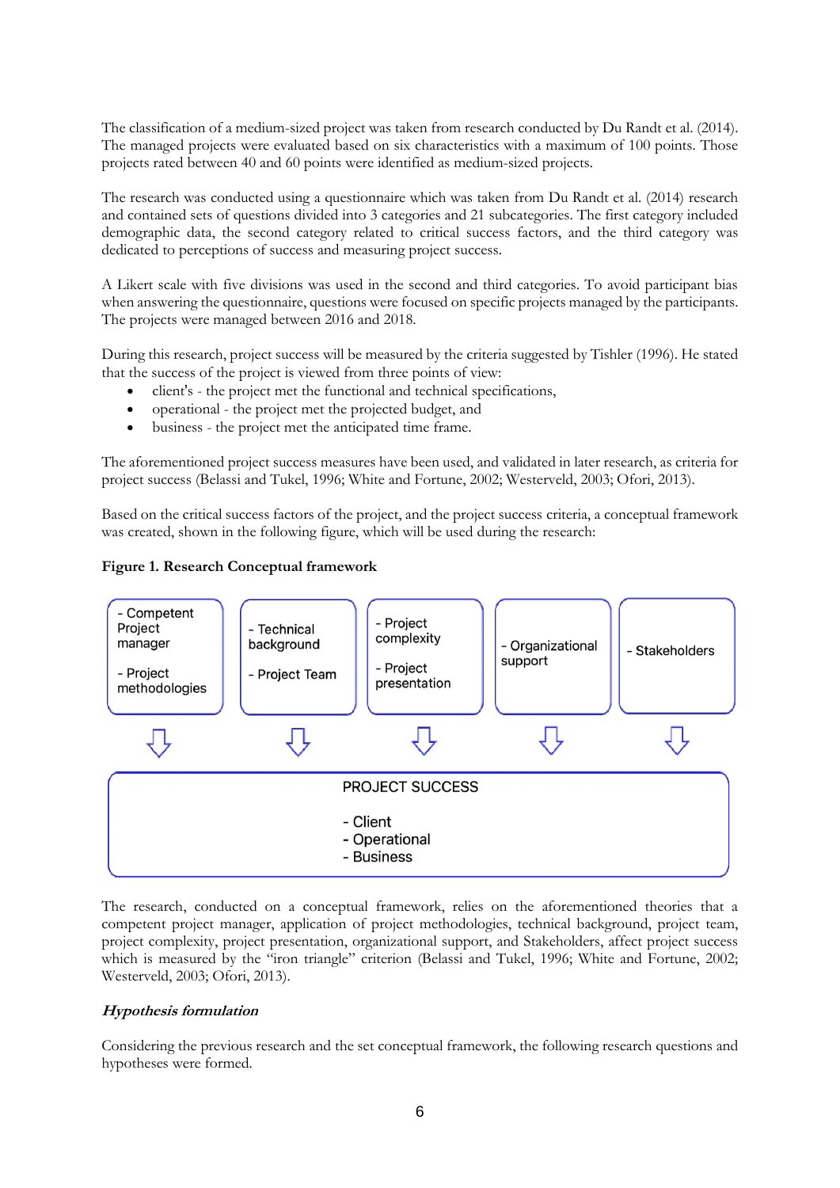The classification of a medium-sized project was taken from research conducted by Du Randt et al. (2014). The managed projects were evaluated based on six characteristics with a maximum of 100 points. Those projects rated between 40 and 60 points were identified as medium-sized projects.

The research was conducted using a questionnaire which was taken from Du Randt et al. (2014) research and contained sets of questions divided into 3 categories and 21 subcategories. The first category included demographic data, the second category related to critical success factors, and the third category was dedicated to perceptions of success and measuring project success.

A Likert scale with five divisions was used in the second and third categories. To avoid participant bias when answering the questionnaire, questions were focused on specific projects managed by the participants. The projects were managed between 2016 and 2018.

During this research, project success will be measured by the criteria suggested by Tishler (1996). He stated that the success of the project is viewed from three points of view:

- client's - the project met the functional and technical specifications,
- operational - the project met the projected budget, and
- business - the project met the anticipated time frame.

The aforementioned project success measures have been used, and validated in later research, as criteria for project success (Belassi and Tukel, 1996; White and Fortune, 2002; Westerveld, 2003; Ofori, 2013).

Based on the critical success factors of the project, and the project success criteria, a conceptual framework was created, shown in the following figure, which will be used during the research:

**Figure 1. Research Conceptual framework**

| - Competent Project manager<br>- Project methodologies | - Technical background<br>- Project Team | - Project complexity<br>- Project presentation | - Organizational support | - Stakeholders |
|---|---|---|---|---|
| ⇩ | ⇩ | ⇩ | ⇩ | ⇩ |

| PROJECT SUCCESS<br>- Client<br>- Operational<br>- Business |
|---|

The research, conducted on a conceptual framework, relies on the aforementioned theories that a competent project manager, application of project methodologies, technical background, project team, project complexity, project presentation, organizational support, and Stakeholders, affect project success which is measured by the "iron triangle" criterion (Belassi and Tukel, 1996; White and Fortune, 2002; Westerveld, 2003; Ofori, 2013).

### *Hypothesis formulation*

Considering the previous research and the set conceptual framework, the following research questions and hypotheses were formed.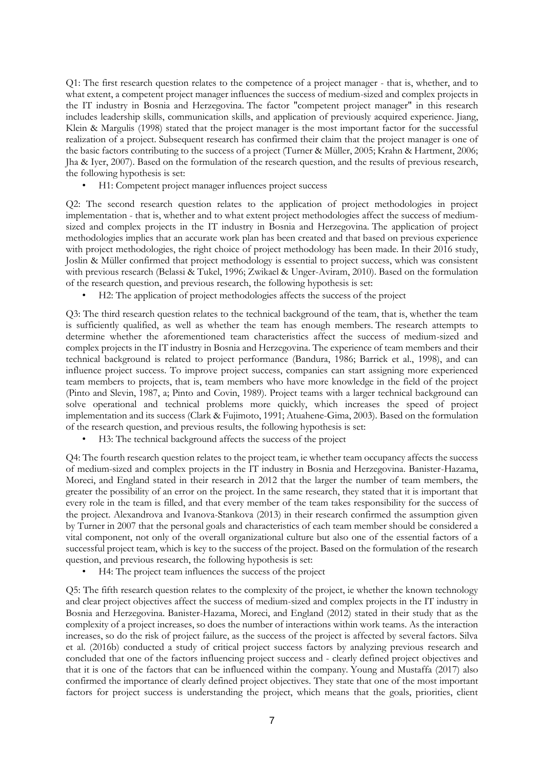Q1: The first research question relates to the competence of a project manager - that is, whether, and to what extent, a competent project manager influences the success of medium-sized and complex projects in the IT industry in Bosnia and Herzegovina. The factor "competent project manager" in this research includes leadership skills, communication skills, and application of previously acquired experience. Jiang, Klein & Margulis (1998) stated that the project manager is the most important factor for the successful realization of a project. Subsequent research has confirmed their claim that the project manager is one of the basic factors contributing to the success of a project (Turner & Müller, 2005; Krahn & Hartment, 2006; Jha & Iyer, 2007). Based on the formulation of the research question, and the results of previous research, the following hypothesis is set:

- H1: Competent project manager influences project success

Q2: The second research question relates to the application of project methodologies in project implementation - that is, whether and to what extent project methodologies affect the success of medium-sized and complex projects in the IT industry in Bosnia and Herzegovina. The application of project methodologies implies that an accurate work plan has been created and that based on previous experience with project methodologies, the right choice of project methodology has been made. In their 2016 study, Joslin & Müller confirmed that project methodology is essential to project success, which was consistent with previous research (Belassi & Tukel, 1996; Zwikael & Unger-Aviram, 2010). Based on the formulation of the research question, and previous research, the following hypothesis is set:

- H2: The application of project methodologies affects the success of the project

Q3: The third research question relates to the technical background of the team, that is, whether the team is sufficiently qualified, as well as whether the team has enough members. The research attempts to determine whether the aforementioned team characteristics affect the success of medium-sized and complex projects in the IT industry in Bosnia and Herzegovina. The experience of team members and their technical background is related to project performance (Bandura, 1986; Barrick et al., 1998), and can influence project success. To improve project success, companies can start assigning more experienced team members to projects, that is, team members who have more knowledge in the field of the project (Pinto and Slevin, 1987, a; Pinto and Covin, 1989). Project teams with a larger technical background can solve operational and technical problems more quickly, which increases the speed of project implementation and its success (Clark & Fujimoto, 1991; Atuahene-Gima, 2003). Based on the formulation of the research question, and previous results, the following hypothesis is set:

- H3: The technical background affects the success of the project

Q4: The fourth research question relates to the project team, ie whether team occupancy affects the success of medium-sized and complex projects in the IT industry in Bosnia and Herzegovina. Banister-Hazama, Moreci, and England stated in their research in 2012 that the larger the number of team members, the greater the possibility of an error on the project. In the same research, they stated that it is important that every role in the team is filled, and that every member of the team takes responsibility for the success of the project. Alexandrova and Ivanova-Stankova (2013) in their research confirmed the assumption given by Turner in 2007 that the personal goals and characteristics of each team member should be considered a vital component, not only of the overall organizational culture but also one of the essential factors of a successful project team, which is key to the success of the project. Based on the formulation of the research question, and previous research, the following hypothesis is set:

- H4: The project team influences the success of the project

Q5: The fifth research question relates to the complexity of the project, ie whether the known technology and clear project objectives affect the success of medium-sized and complex projects in the IT industry in Bosnia and Herzegovina. Banister-Hazama, Moreci, and England (2012) stated in their study that as the complexity of a project increases, so does the number of interactions within work teams. As the interaction increases, so do the risk of project failure, as the success of the project is affected by several factors. Silva et al. (2016b) conducted a study of critical project success factors by analyzing previous research and concluded that one of the factors influencing project success and - clearly defined project objectives and that it is one of the factors that can be influenced within the company. Young and Mustaffa (2017) also confirmed the importance of clearly defined project objectives. They state that one of the most important factors for project success is understanding the project, which means that the goals, priorities, client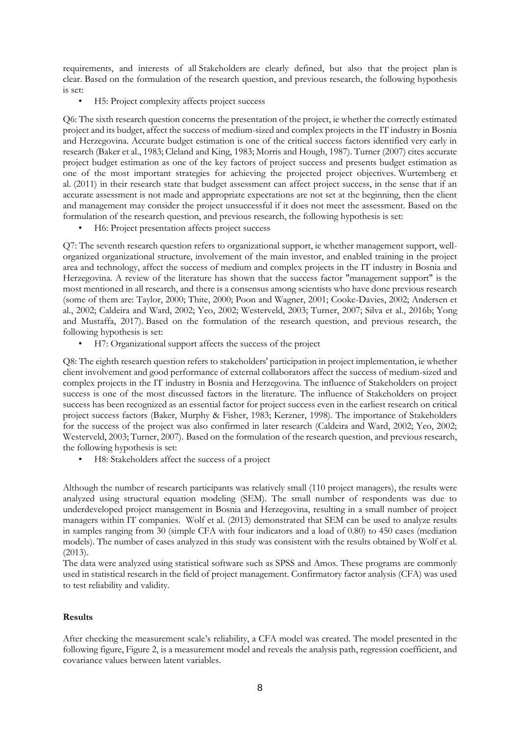requirements, and interests of all Stakeholders are clearly defined, but also that the project plan is clear. Based on the formulation of the research question, and previous research, the following hypothesis is set:

- H5: Project complexity affects project success

Q6: The sixth research question concerns the presentation of the project, ie whether the correctly estimated project and its budget, affect the success of medium-sized and complex projects in the IT industry in Bosnia and Herzegovina. Accurate budget estimation is one of the critical success factors identified very early in research (Baker et al., 1983; Cleland and King, 1983; Morris and Hough, 1987). Turner (2007) cites accurate project budget estimation as one of the key factors of project success and presents budget estimation as one of the most important strategies for achieving the projected project objectives. Wurtemberg et al. (2011) in their research state that budget assessment can affect project success, in the sense that if an accurate assessment is not made and appropriate expectations are not set at the beginning, then the client and management may consider the project unsuccessful if it does not meet the assessment. Based on the formulation of the research question, and previous research, the following hypothesis is set:

- H6: Project presentation affects project success

Q7: The seventh research question refers to organizational support, ie whether management support, well-organized organizational structure, involvement of the main investor, and enabled training in the project area and technology, affect the success of medium and complex projects in the IT industry in Bosnia and Herzegovina. A review of the literature has shown that the success factor "management support" is the most mentioned in all research, and there is a consensus among scientists who have done previous research (some of them are: Taylor, 2000; Thite, 2000; Poon and Wagner, 2001; Cooke-Davies, 2002; Andersen et al., 2002; Caldeira and Ward, 2002; Yeo, 2002; Westerveld, 2003; Turner, 2007; Silva et al., 2016b; Yong and Mustaffa, 2017). Based on the formulation of the research question, and previous research, the following hypothesis is set:

- H7: Organizational support affects the success of the project

Q8: The eighth research question refers to stakeholders' participation in project implementation, ie whether client involvement and good performance of external collaborators affect the success of medium-sized and complex projects in the IT industry in Bosnia and Herzegovina. The influence of Stakeholders on project success is one of the most discussed factors in the literature. The influence of Stakeholders on project success has been recognized as an essential factor for project success even in the earliest research on critical project success factors (Baker, Murphy & Fisher, 1983; Kerzner, 1998). The importance of Stakeholders for the success of the project was also confirmed in later research (Caldeira and Ward, 2002; Yeo, 2002; Westerveld, 2003; Turner, 2007). Based on the formulation of the research question, and previous research, the following hypothesis is set:

- H8: Stakeholders affect the success of a project

Although the number of research participants was relatively small (110 project managers), the results were analyzed using structural equation modeling (SEM). The small number of respondents was due to underdeveloped project management in Bosnia and Herzegovina, resulting in a small number of project managers within IT companies. Wolf et al. (2013) demonstrated that SEM can be used to analyze results in samples ranging from 30 (simple CFA with four indicators and a load of 0.80) to 450 cases (mediation models). The number of cases analyzed in this study was consistent with the results obtained by Wolf et al. (2013).

The data were analyzed using statistical software such as SPSS and Amos. These programs are commonly used in statistical research in the field of project management. Confirmatory factor analysis (CFA) was used to test reliability and validity.

## Results

After checking the measurement scale's reliability, a CFA model was created. The model presented in the following figure, Figure 2, is a measurement model and reveals the analysis path, regression coefficient, and covariance values between latent variables.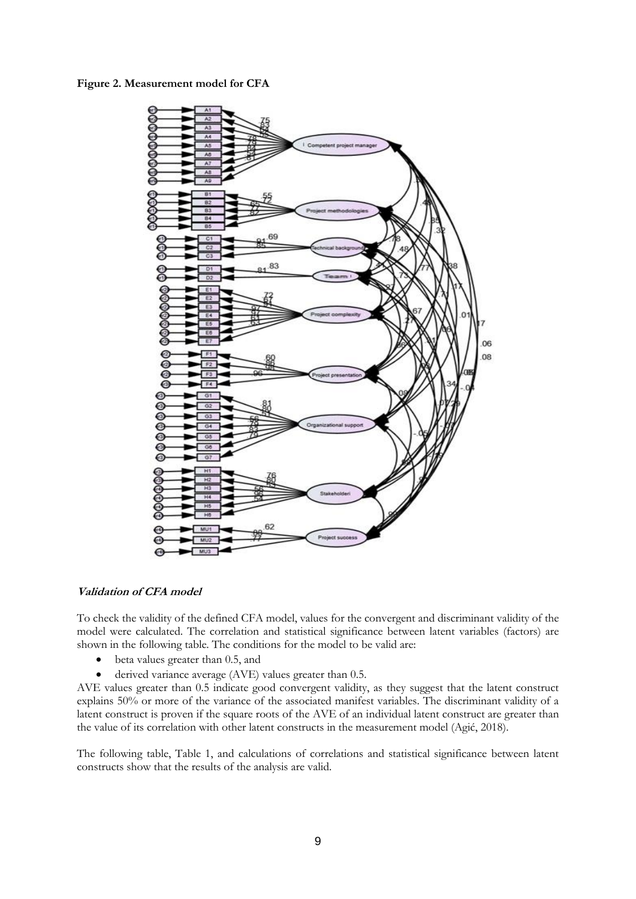**Figure 2. Measurement model for CFA**

***Validation of CFA model***

To check the validity of the defined CFA model, values for the convergent and discriminant validity of the model were calculated. The correlation and statistical significance between latent variables (factors) are shown in the following table. The conditions for the model to be valid are:

- beta values greater than 0.5, and
- derived variance average (AVE) values greater than 0.5.

AVE values greater than 0.5 indicate good convergent validity, as they suggest that the latent construct explains 50% or more of the variance of the associated manifest variables. The discriminant validity of a latent construct is proven if the square roots of the AVE of an individual latent construct are greater than the value of its correlation with other latent constructs in the measurement model (Agić, 2018).

The following table, Table 1, and calculations of correlations and statistical significance between latent constructs show that the results of the analysis are valid.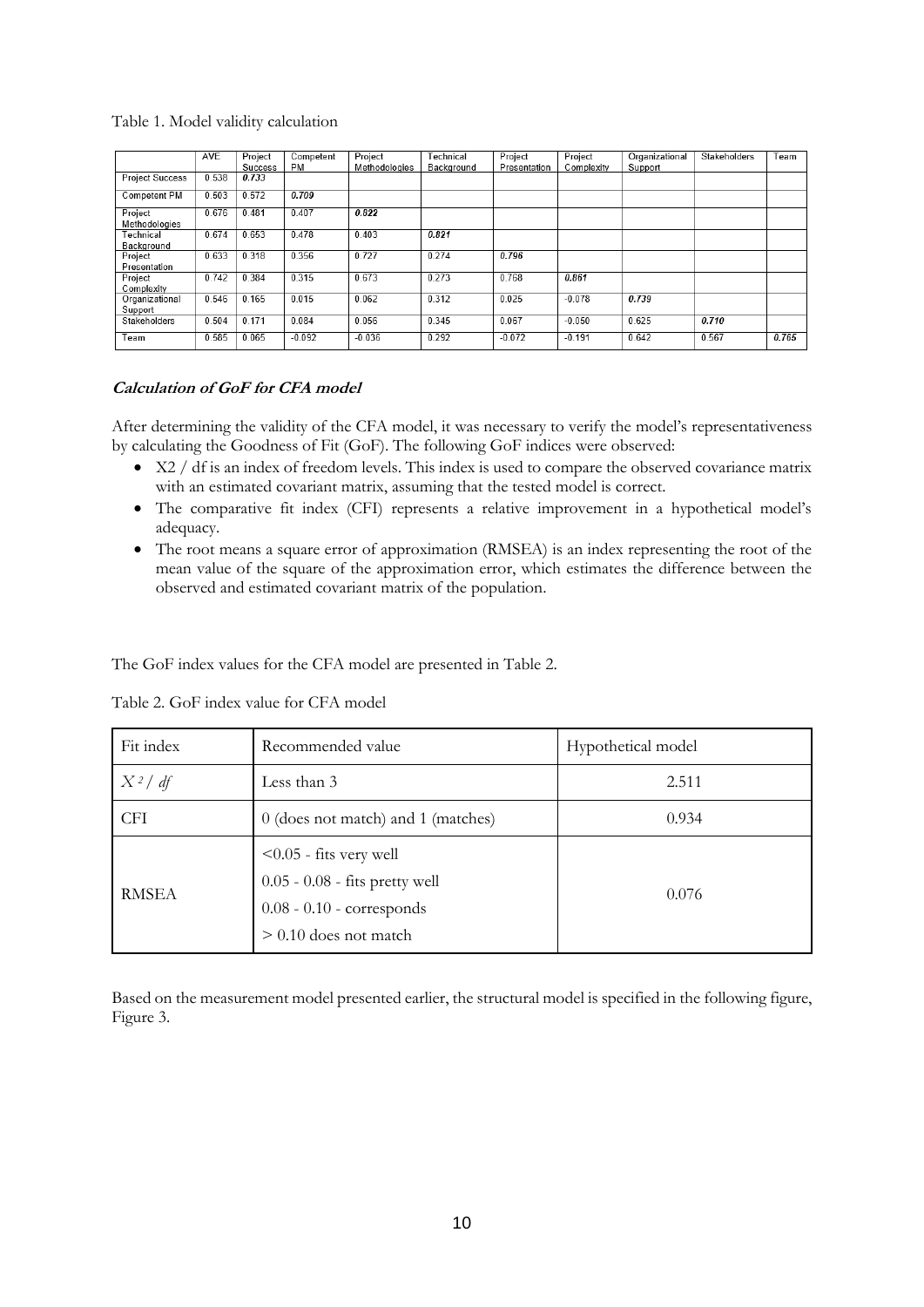Table 1. Model validity calculation

| | AVE | Project Success | Competent PM | Project Methodologies | Technical Background | Project Presentation | Project Complexity | Organizational Support | Stakeholders | Team |
|---|---|---|---|---|---|---|---|---|---|---|
| Project Success | 0.538 | ***0.733*** | | | | | | | | |
| Competent PM | 0.503 | 0.572 | ***0.709*** | | | | | | | |
| Project Methodologies | 0.676 | 0.481 | 0.407 | ***0.822*** | | | | | | |
| Technical Background | 0.674 | 0.653 | 0.478 | 0.403 | ***0.821*** | | | | | |
| Project Presentation | 0.633 | 0.318 | 0.356 | 0.727 | 0.274 | ***0.796*** | | | | |
| Project Complexity | 0.742 | 0.384 | 0.315 | 0.673 | 0.273 | 0.768 | ***0.861*** | | | |
| Organizational Support | 0.546 | 0.165 | 0.015 | 0.062 | 0.312 | 0.025 | -0.078 | ***0.739*** | | |
| Stakeholders | 0.504 | 0.171 | 0.084 | 0.056 | 0.345 | 0.067 | -0.050 | 0.625 | ***0.710*** | |
| Team | 0.585 | 0.065 | -0.092 | -0.036 | 0.292 | -0.072 | -0.191 | 0.642 | 0.567 | ***0.765*** |

***Calculation of GoF for CFA model***

After determining the validity of the CFA model, it was necessary to verify the model's representativeness by calculating the Goodness of Fit (GoF). The following GoF indices were observed:

- X2 / df is an index of freedom levels. This index is used to compare the observed covariance matrix with an estimated covariant matrix, assuming that the tested model is correct.
- The comparative fit index (CFI) represents a relative improvement in a hypothetical model's adequacy.
- The root means a square error of approximation (RMSEA) is an index representing the root of the mean value of the square of the approximation error, which estimates the difference between the observed and estimated covariant matrix of the population.

The GoF index values for the CFA model are presented in Table 2.

Table 2. GoF index value for CFA model

| Fit index | Recommended value | Hypothetical model |
|---|---|---|
| $X^2 / df$ | Less than 3 | 2.511 |
| CFI | 0 (does not match) and 1 (matches) | 0.934 |
| RMSEA | <0.05 - fits very well<br>0.05 - 0.08 - fits pretty well<br>0.08 - 0.10 - corresponds<br>> 0.10 does not match | 0.076 |

Based on the measurement model presented earlier, the structural model is specified in the following figure, Figure 3.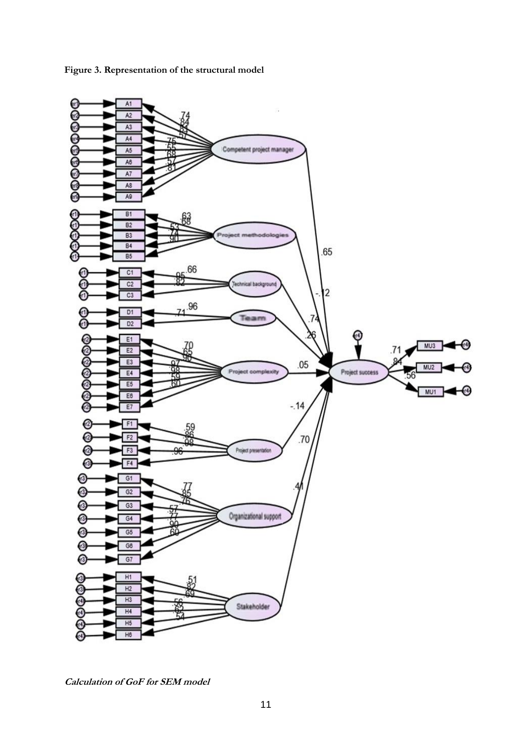**Figure 3. Representation of the structural model**

***Calculation of GoF for SEM model***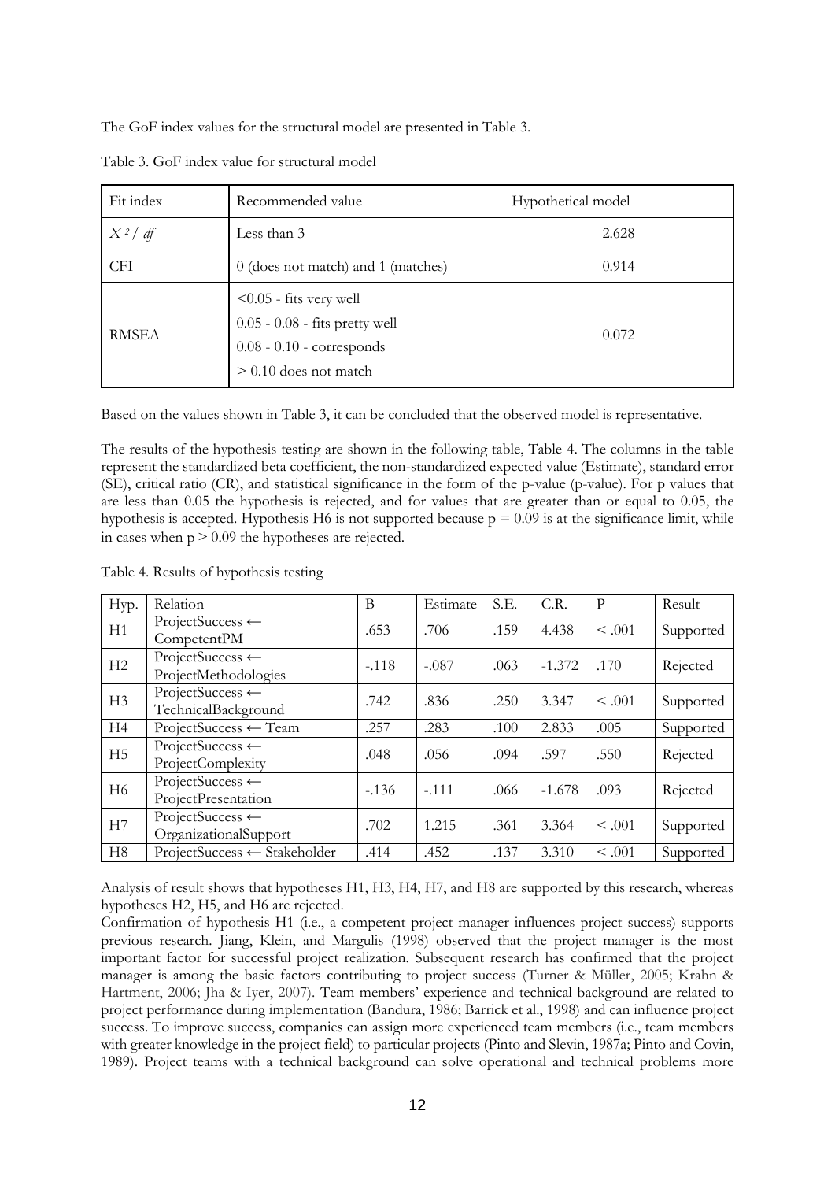The GoF index values for the structural model are presented in Table 3.

Table 3. GoF index value for structural model

| Fit index | Recommended value | Hypothetical model |
| --- | --- | --- |
| $X^2 / df$ | Less than 3 | 2.628 |
| CFI | 0 (does not match) and 1 (matches) | 0.914 |
| RMSEA | <0.05 - fits very well<br>0.05 - 0.08 - fits pretty well<br>0.08 - 0.10 - corresponds<br>> 0.10 does not match | 0.072 |

Based on the values shown in Table 3, it can be concluded that the observed model is representative.

The results of the hypothesis testing are shown in the following table, Table 4. The columns in the table represent the standardized beta coefficient, the non-standardized expected value (Estimate), standard error (SE), critical ratio (CR), and statistical significance in the form of the p-value (p-value). For p values that are less than 0.05 the hypothesis is rejected, and for values that are greater than or equal to 0.05, the hypothesis is accepted. Hypothesis H6 is not supported because $p = 0.09$ is at the significance limit, while in cases when $p > 0.09$ the hypotheses are rejected.

Table 4. Results of hypothesis testing

| Hyp. | Relation | B | Estimate | S.E. | C.R. | P | Result |
| --- | --- | --- | --- | --- | --- | --- | --- |
| H1 | ProjectSuccess ← CompetentPM | .653 | .706 | .159 | 4.438 | < .001 | Supported |
| H2 | ProjectSuccess ← ProjectMethodologies | -.118 | -.087 | .063 | -1.372 | .170 | Rejected |
| H3 | ProjectSuccess ← TechnicalBackground | .742 | .836 | .250 | 3.347 | < .001 | Supported |
| H4 | ProjectSuccess ← Team | .257 | .283 | .100 | 2.833 | .005 | Supported |
| H5 | ProjectSuccess ← ProjectComplexity | .048 | .056 | .094 | .597 | .550 | Rejected |
| H6 | ProjectSuccess ← ProjectPresentation | -.136 | -.111 | .066 | -1.678 | .093 | Rejected |
| H7 | ProjectSuccess ← OrganizationalSupport | .702 | 1.215 | .361 | 3.364 | < .001 | Supported |
| H8 | ProjectSuccess ← Stakeholder | .414 | .452 | .137 | 3.310 | < .001 | Supported |

Analysis of result shows that hypotheses H1, H3, H4, H7, and H8 are supported by this research, whereas hypotheses H2, H5, and H6 are rejected.

Confirmation of hypothesis H1 (i.e., a competent project manager influences project success) supports previous research. Jiang, Klein, and Margulis (1998) observed that the project manager is the most important factor for successful project realization. Subsequent research has confirmed that the project manager is among the basic factors contributing to project success (Turner & Müller, 2005; Krahn & Hartment, 2006; Jha & Iyer, 2007). Team members' experience and technical background are related to project performance during implementation (Bandura, 1986; Barrick et al., 1998) and can influence project success. To improve success, companies can assign more experienced team members (i.e., team members with greater knowledge in the project field) to particular projects (Pinto and Slevin, 1987a; Pinto and Covin, 1989). Project teams with a technical background can solve operational and technical problems more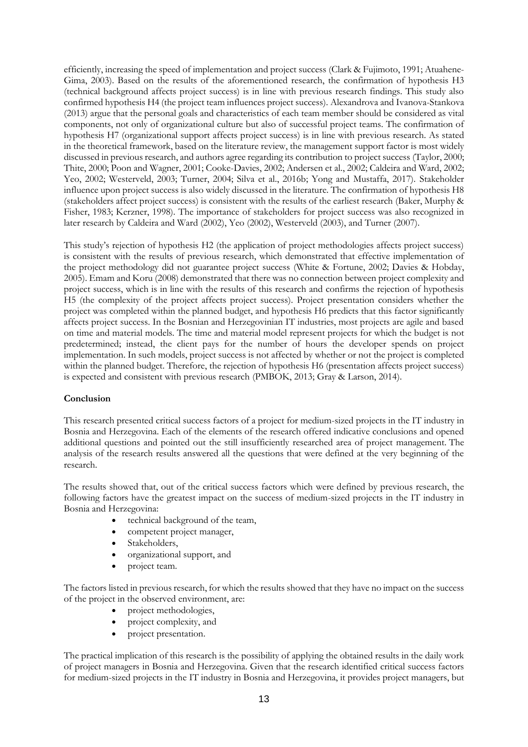efficiently, increasing the speed of implementation and project success (Clark & Fujimoto, 1991; Atuahene-Gima, 2003). Based on the results of the aforementioned research, the confirmation of hypothesis H3 (technical background affects project success) is in line with previous research findings. This study also confirmed hypothesis H4 (the project team influences project success). Alexandrova and Ivanova-Stankova (2013) argue that the personal goals and characteristics of each team member should be considered as vital components, not only of organizational culture but also of successful project teams. The confirmation of hypothesis H7 (organizational support affects project success) is in line with previous research. As stated in the theoretical framework, based on the literature review, the management support factor is most widely discussed in previous research, and authors agree regarding its contribution to project success (Taylor, 2000; Thite, 2000; Poon and Wagner, 2001; Cooke-Davies, 2002; Andersen et al., 2002; Caldeira and Ward, 2002; Yeo, 2002; Westerveld, 2003; Turner, 2004; Silva et al., 2016b; Yong and Mustaffa, 2017). Stakeholder influence upon project success is also widely discussed in the literature. The confirmation of hypothesis H8 (stakeholders affect project success) is consistent with the results of the earliest research (Baker, Murphy & Fisher, 1983; Kerzner, 1998). The importance of stakeholders for project success was also recognized in later research by Caldeira and Ward (2002), Yeo (2002), Westerveld (2003), and Turner (2007).

This study's rejection of hypothesis H2 (the application of project methodologies affects project success) is consistent with the results of previous research, which demonstrated that effective implementation of the project methodology did not guarantee project success (White & Fortune, 2002; Davies & Hobday, 2005). Emam and Koru (2008) demonstrated that there was no connection between project complexity and project success, which is in line with the results of this research and confirms the rejection of hypothesis H5 (the complexity of the project affects project success). Project presentation considers whether the project was completed within the planned budget, and hypothesis H6 predicts that this factor significantly affects project success. In the Bosnian and Herzegovinian IT industries, most projects are agile and based on time and material models. The time and material model represent projects for which the budget is not predetermined; instead, the client pays for the number of hours the developer spends on project implementation. In such models, project success is not affected by whether or not the project is completed within the planned budget. Therefore, the rejection of hypothesis H6 (presentation affects project success) is expected and consistent with previous research (PMBOK, 2013; Gray & Larson, 2014).

**Conclusion**

This research presented critical success factors of a project for medium-sized projects in the IT industry in Bosnia and Herzegovina. Each of the elements of the research offered indicative conclusions and opened additional questions and pointed out the still insufficiently researched area of project management. The analysis of the research results answered all the questions that were defined at the very beginning of the research.

The results showed that, out of the critical success factors which were defined by previous research, the following factors have the greatest impact on the success of medium-sized projects in the IT industry in Bosnia and Herzegovina:

- technical background of the team,
- competent project manager,
- Stakeholders,
- organizational support, and
- project team.

The factors listed in previous research, for which the results showed that they have no impact on the success of the project in the observed environment, are:

- project methodologies,
- project complexity, and
- project presentation.

The practical implication of this research is the possibility of applying the obtained results in the daily work of project managers in Bosnia and Herzegovina. Given that the research identified critical success factors for medium-sized projects in the IT industry in Bosnia and Herzegovina, it provides project managers, but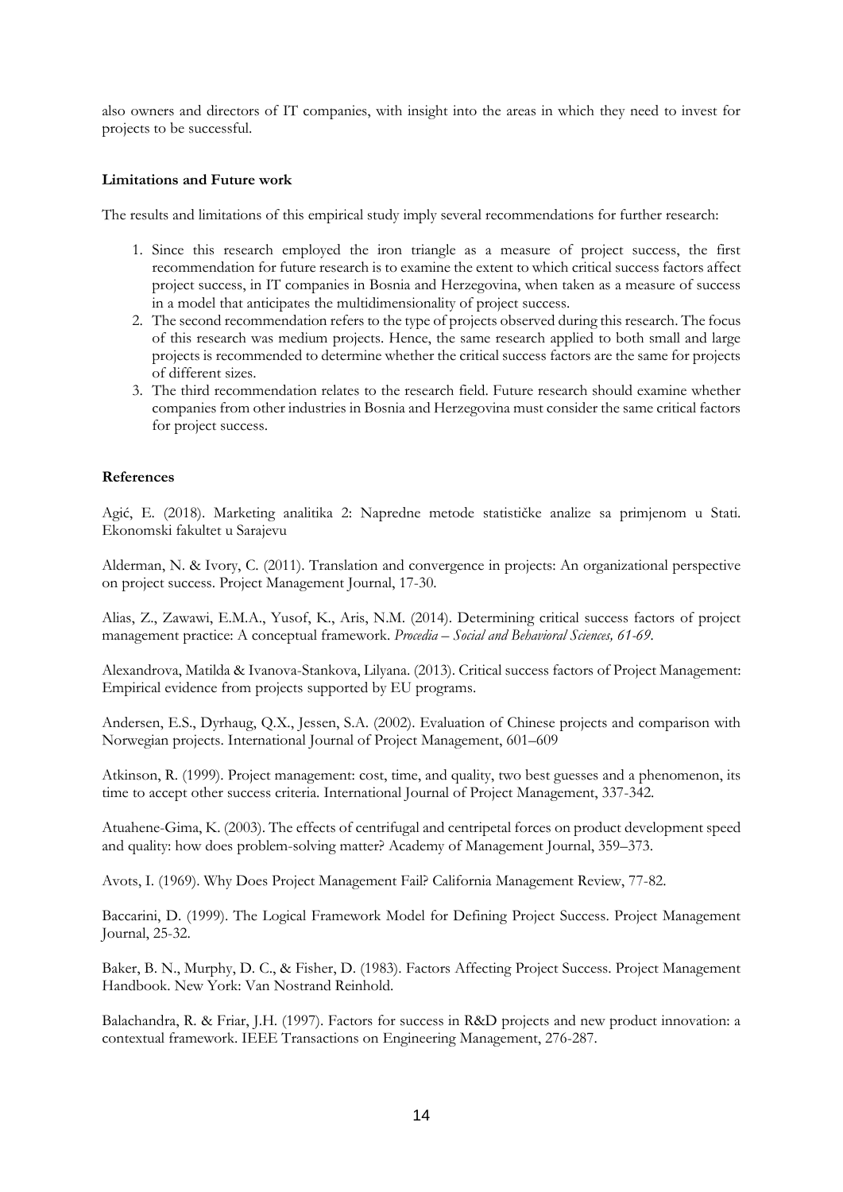also owners and directors of IT companies, with insight into the areas in which they need to invest for projects to be successful.

**Limitations and Future work**

The results and limitations of this empirical study imply several recommendations for further research:

1. Since this research employed the iron triangle as a measure of project success, the first recommendation for future research is to examine the extent to which critical success factors affect project success, in IT companies in Bosnia and Herzegovina, when taken as a measure of success in a model that anticipates the multidimensionality of project success.
2. The second recommendation refers to the type of projects observed during this research. The focus of this research was medium projects. Hence, the same research applied to both small and large projects is recommended to determine whether the critical success factors are the same for projects of different sizes.
3. The third recommendation relates to the research field. Future research should examine whether companies from other industries in Bosnia and Herzegovina must consider the same critical factors for project success.

**References**

Agić, E. (2018). Marketing analitika 2: Napredne metode statističke analize sa primjenom u Stati. Ekonomski fakultet u Sarajevu

Alderman, N. & Ivory, C. (2011). Translation and convergence in projects: An organizational perspective on project success. Project Management Journal, 17-30.

Alias, Z., Zawawi, E.M.A., Yusof, K., Aris, N.M. (2014). Determining critical success factors of project management practice: A conceptual framework. *Procedia – Social and Behavioral Sciences, 61-69*.

Alexandrova, Matilda & Ivanova-Stankova, Lilyana. (2013). Critical success factors of Project Management: Empirical evidence from projects supported by EU programs.

Andersen, E.S., Dyrhaug, Q.X., Jessen, S.A. (2002). Evaluation of Chinese projects and comparison with Norwegian projects. International Journal of Project Management, 601–609

Atkinson, R. (1999). Project management: cost, time, and quality, two best guesses and a phenomenon, its time to accept other success criteria. International Journal of Project Management, 337-342.

Atuahene-Gima, K. (2003). The effects of centrifugal and centripetal forces on product development speed and quality: how does problem-solving matter? Academy of Management Journal, 359–373.

Avots, I. (1969). Why Does Project Management Fail? California Management Review, 77-82.

Baccarini, D. (1999). The Logical Framework Model for Defining Project Success. Project Management Journal, 25-32.

Baker, B. N., Murphy, D. C., & Fisher, D. (1983). Factors Affecting Project Success. Project Management Handbook. New York: Van Nostrand Reinhold.

Balachandra, R. & Friar, J.H. (1997). Factors for success in R&D projects and new product innovation: a contextual framework. IEEE Transactions on Engineering Management, 276-287.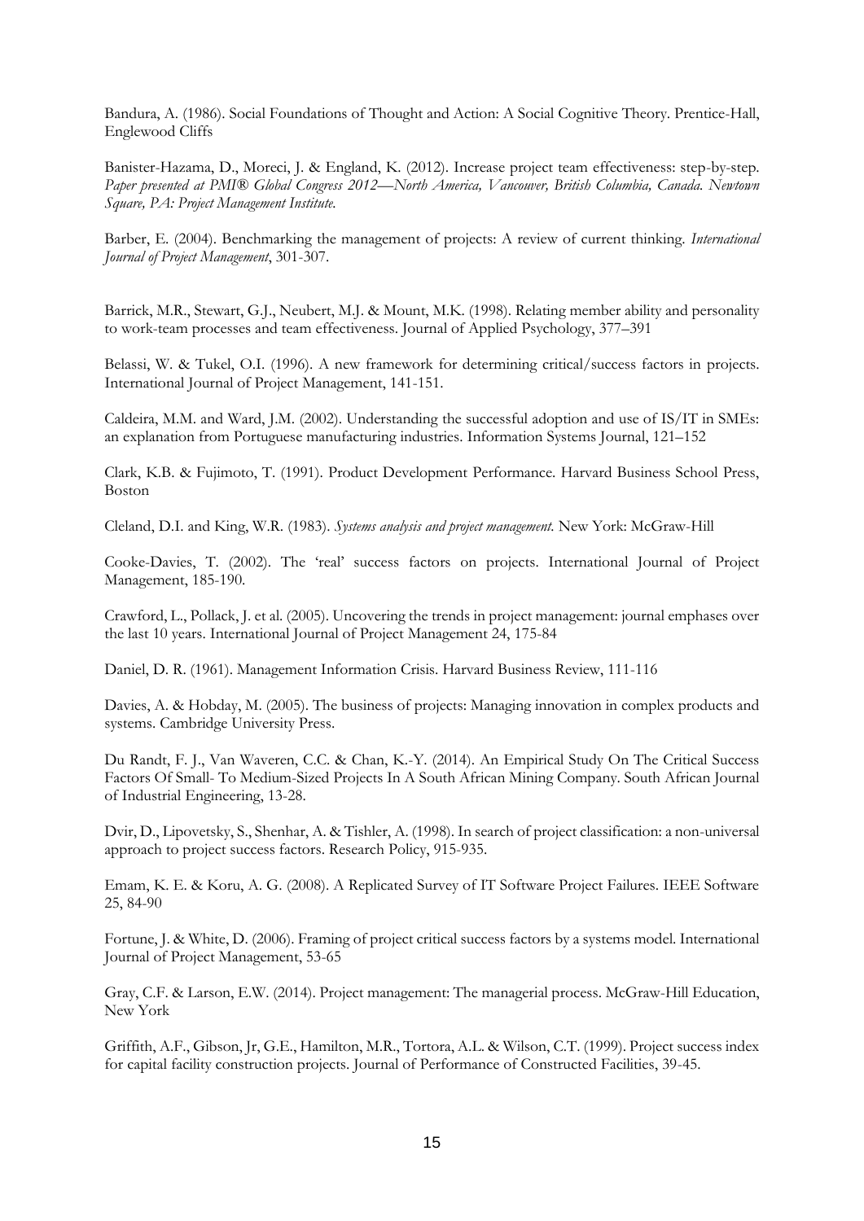Bandura, A. (1986). Social Foundations of Thought and Action: A Social Cognitive Theory. Prentice-Hall, Englewood Cliffs

Banister-Hazama, D., Moreci, J. & England, K. (2012). Increase project team effectiveness: step-by-step. *Paper presented at PMI® Global Congress 2012—North America, Vancouver, British Columbia, Canada. Newtown Square, PA: Project Management Institute.*

Barber, E. (2004). Benchmarking the management of projects: A review of current thinking. *International Journal of Project Management*, 301-307.

Barrick, M.R., Stewart, G.J., Neubert, M.J. & Mount, M.K. (1998). Relating member ability and personality to work-team processes and team effectiveness. Journal of Applied Psychology, 377–391

Belassi, W. & Tukel, O.I. (1996). A new framework for determining critical/success factors in projects. International Journal of Project Management, 141-151.

Caldeira, M.M. and Ward, J.M. (2002). Understanding the successful adoption and use of IS/IT in SMEs: an explanation from Portuguese manufacturing industries. Information Systems Journal, 121–152

Clark, K.B. & Fujimoto, T. (1991). Product Development Performance. Harvard Business School Press, Boston

Cleland, D.I. and King, W.R. (1983). *Systems analysis and project management.* New York: McGraw-Hill

Cooke-Davies, T. (2002). The 'real' success factors on projects. International Journal of Project Management, 185-190.

Crawford, L., Pollack, J. et al. (2005). Uncovering the trends in project management: journal emphases over the last 10 years. International Journal of Project Management 24, 175-84

Daniel, D. R. (1961). Management Information Crisis. Harvard Business Review, 111-116

Davies, A. & Hobday, M. (2005). The business of projects: Managing innovation in complex products and systems. Cambridge University Press.

Du Randt, F. J., Van Waveren, C.C. & Chan, K.-Y. (2014). An Empirical Study On The Critical Success Factors Of Small- To Medium-Sized Projects In A South African Mining Company. South African Journal of Industrial Engineering, 13-28.

Dvir, D., Lipovetsky, S., Shenhar, A. & Tishler, A. (1998). In search of project classification: a non-universal approach to project success factors. Research Policy, 915-935.

Emam, K. E. & Koru, A. G. (2008). A Replicated Survey of IT Software Project Failures. IEEE Software 25, 84-90

Fortune, J. & White, D. (2006). Framing of project critical success factors by a systems model. International Journal of Project Management, 53-65

Gray, C.F. & Larson, E.W. (2014). Project management: The managerial process. McGraw-Hill Education, New York

Griffith, A.F., Gibson, Jr, G.E., Hamilton, M.R., Tortora, A.L. & Wilson, C.T. (1999). Project success index for capital facility construction projects. Journal of Performance of Constructed Facilities, 39-45.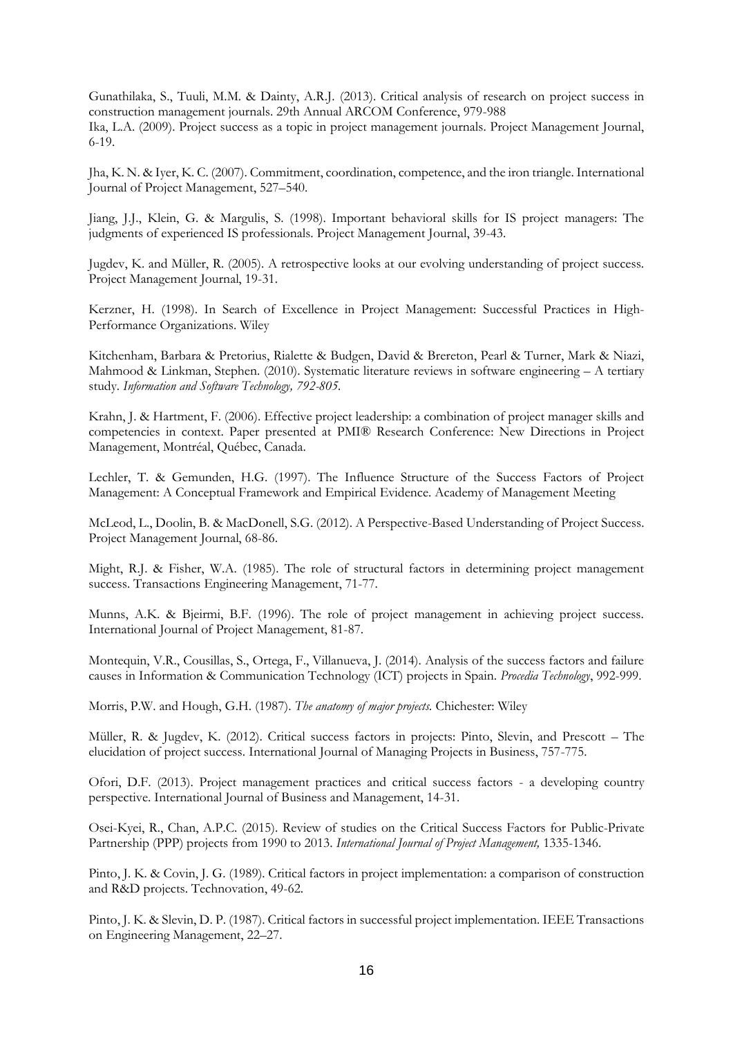Gunathilaka, S., Tuuli, M.M. & Dainty, A.R.J. (2013). Critical analysis of research on project success in construction management journals. 29th Annual ARCOM Conference, 979-988

Ika, L.A. (2009). Project success as a topic in project management journals. Project Management Journal, 6-19.

Jha, K. N. & Iyer, K. C. (2007). Commitment, coordination, competence, and the iron triangle. International Journal of Project Management, 527–540.

Jiang, J.J., Klein, G. & Margulis, S. (1998). Important behavioral skills for IS project managers: The judgments of experienced IS professionals. Project Management Journal, 39-43.

Jugdev, K. and Müller, R. (2005). A retrospective looks at our evolving understanding of project success. Project Management Journal, 19-31.

Kerzner, H. (1998). In Search of Excellence in Project Management: Successful Practices in High-Performance Organizations. Wiley

Kitchenham, Barbara & Pretorius, Rialette & Budgen, David & Brereton, Pearl & Turner, Mark & Niazi, Mahmood & Linkman, Stephen. (2010). Systematic literature reviews in software engineering – A tertiary study. *Information and Software Technology, 792-805.*

Krahn, J. & Hartment, F. (2006). Effective project leadership: a combination of project manager skills and competencies in context. Paper presented at PMI® Research Conference: New Directions in Project Management, Montréal, Québec, Canada.

Lechler, T. & Gemunden, H.G. (1997). The Influence Structure of the Success Factors of Project Management: A Conceptual Framework and Empirical Evidence. Academy of Management Meeting

McLeod, L., Doolin, B. & MacDonell, S.G. (2012). A Perspective-Based Understanding of Project Success. Project Management Journal, 68-86.

Might, R.J. & Fisher, W.A. (1985). The role of structural factors in determining project management success. Transactions Engineering Management, 71-77.

Munns, A.K. & Bjeirmi, B.F. (1996). The role of project management in achieving project success. International Journal of Project Management, 81-87.

Montequin, V.R., Cousillas, S., Ortega, F., Villanueva, J. (2014). Analysis of the success factors and failure causes in Information & Communication Technology (ICT) projects in Spain. *Procedia Technology*, 992-999.

Morris, P.W. and Hough, G.H. (1987). *The anatomy of major projects.* Chichester: Wiley

Müller, R. & Jugdev, K. (2012). Critical success factors in projects: Pinto, Slevin, and Prescott – The elucidation of project success. International Journal of Managing Projects in Business, 757-775.

Ofori, D.F. (2013). Project management practices and critical success factors - a developing country perspective. International Journal of Business and Management, 14-31.

Osei-Kyei, R., Chan, A.P.C. (2015). Review of studies on the Critical Success Factors for Public-Private Partnership (PPP) projects from 1990 to 2013. *International Journal of Project Management,* 1335-1346.

Pinto, J. K. & Covin, J. G. (1989). Critical factors in project implementation: a comparison of construction and R&D projects. Technovation, 49-62.

Pinto, J. K. & Slevin, D. P. (1987). Critical factors in successful project implementation. IEEE Transactions on Engineering Management, 22–27.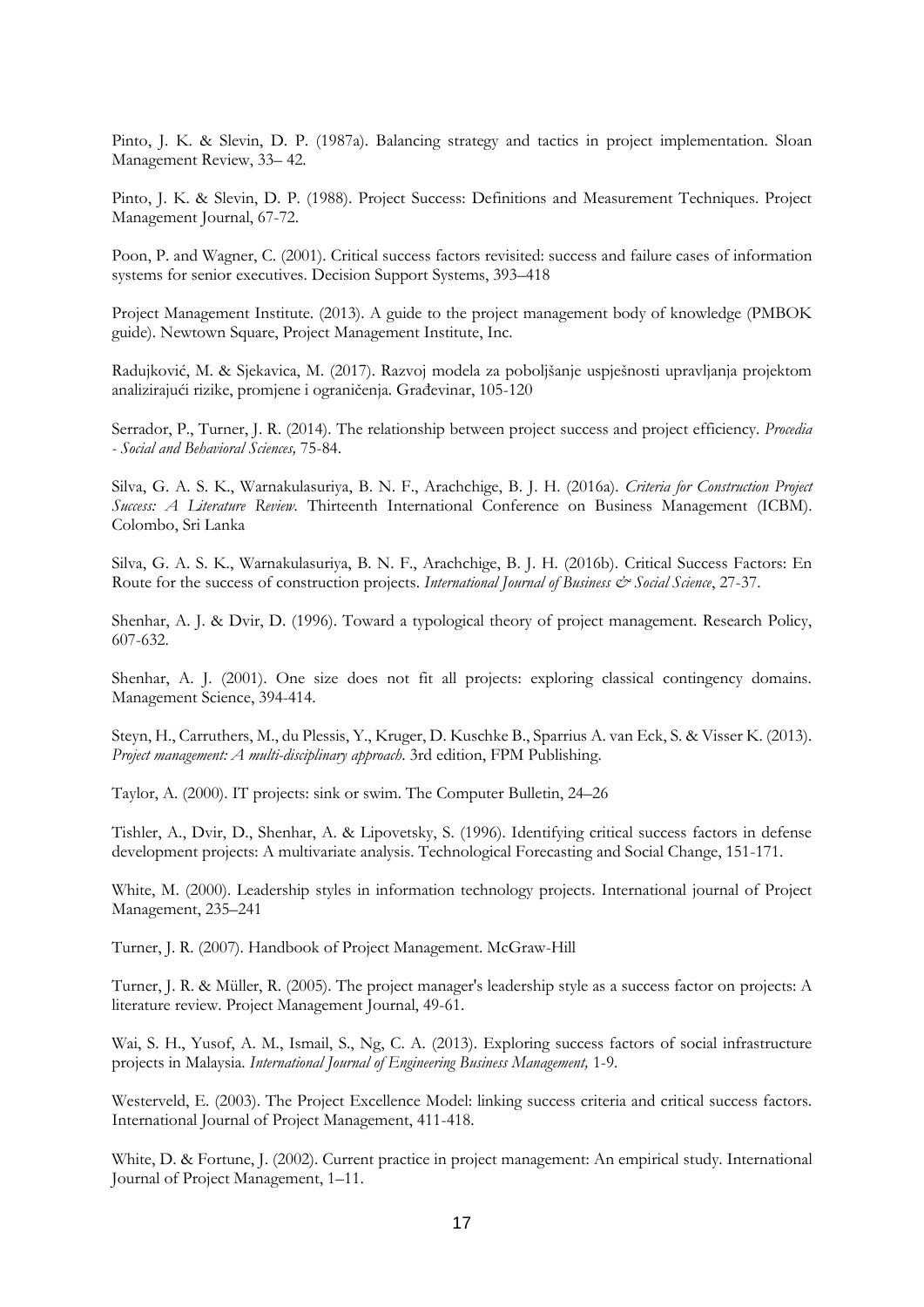Pinto, J. K. & Slevin, D. P. (1987a). Balancing strategy and tactics in project implementation. Sloan Management Review, 33– 42.

Pinto, J. K. & Slevin, D. P. (1988). Project Success: Definitions and Measurement Techniques. Project Management Journal, 67-72.

Poon, P. and Wagner, C. (2001). Critical success factors revisited: success and failure cases of information systems for senior executives. Decision Support Systems, 393–418

Project Management Institute. (2013). A guide to the project management body of knowledge (PMBOK guide). Newtown Square, Project Management Institute, Inc.

Radujković, M. & Sjekavica, M. (2017). Razvoj modela za poboljšanje uspješnosti upravljanja projektom analizirajući rizike, promjene i ograničenja. Građevinar, 105-120

Serrador, P., Turner, J. R. (2014). The relationship between project success and project efficiency. *Procedia - Social and Behavioral Sciences,* 75-84.

Silva, G. A. S. K., Warnakulasuriya, B. N. F., Arachchige, B. J. H. (2016a). *Criteria for Construction Project Success: A Literature Review.* Thirteenth International Conference on Business Management (ICBM). Colombo, Sri Lanka

Silva, G. A. S. K., Warnakulasuriya, B. N. F., Arachchige, B. J. H. (2016b). Critical Success Factors: En Route for the success of construction projects. *International Journal of Business & Social Science*, 27-37.

Shenhar, A. J. & Dvir, D. (1996). Toward a typological theory of project management. Research Policy, 607-632.

Shenhar, A. J. (2001). One size does not fit all projects: exploring classical contingency domains. Management Science, 394-414.

Steyn, H., Carruthers, M., du Plessis, Y., Kruger, D. Kuschke B., Sparrius A. van Eck, S. & Visser K. (2013). *Project management: A multi-disciplinary approach*. 3rd edition, FPM Publishing.

Taylor, A. (2000). IT projects: sink or swim. The Computer Bulletin, 24–26

Tishler, A., Dvir, D., Shenhar, A. & Lipovetsky, S. (1996). Identifying critical success factors in defense development projects: A multivariate analysis. Technological Forecasting and Social Change, 151-171.

White, M. (2000). Leadership styles in information technology projects. International journal of Project Management, 235–241

Turner, J. R. (2007). Handbook of Project Management. McGraw-Hill

Turner, J. R. & Müller, R. (2005). The project manager's leadership style as a success factor on projects: A literature review. Project Management Journal, 49-61.

Wai, S. H., Yusof, A. M., Ismail, S., Ng, C. A. (2013). Exploring success factors of social infrastructure projects in Malaysia. *International Journal of Engineering Business Management,* 1-9.

Westerveld, E. (2003). The Project Excellence Model: linking success criteria and critical success factors. International Journal of Project Management, 411-418.

White, D. & Fortune, J. (2002). Current practice in project management: An empirical study. International Journal of Project Management, 1–11.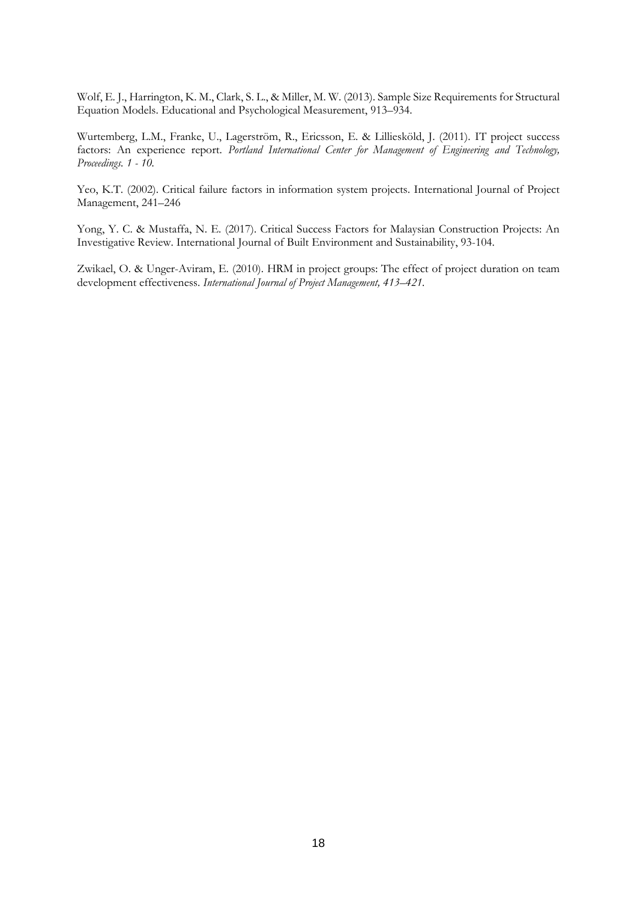Wolf, E. J., Harrington, K. M., Clark, S. L., & Miller, M. W. (2013). Sample Size Requirements for Structural Equation Models. Educational and Psychological Measurement, 913–934.

Wurtemberg, L.M., Franke, U., Lagerström, R., Ericsson, E. & Lilliesköld, J. (2011). IT project success factors: An experience report. *Portland International Center for Management of Engineering and Technology, Proceedings. 1 - 10.*

Yeo, K.T. (2002). Critical failure factors in information system projects. International Journal of Project Management, 241–246

Yong, Y. C. & Mustaffa, N. E. (2017). Critical Success Factors for Malaysian Construction Projects: An Investigative Review. International Journal of Built Environment and Sustainability, 93-104.

Zwikael, O. & Unger-Aviram, E. (2010). HRM in project groups: The effect of project duration on team development effectiveness. *International Journal of Project Management, 413–421.*